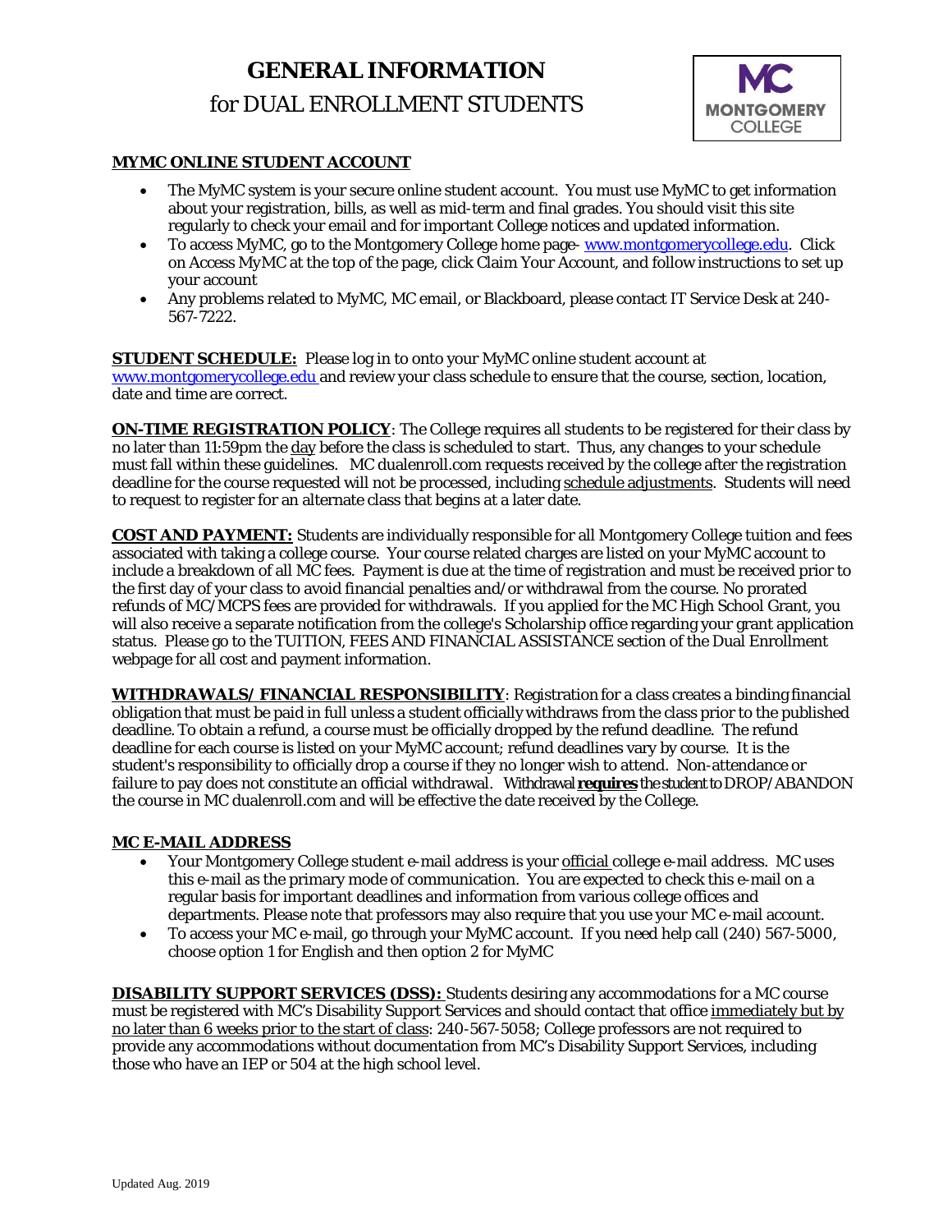# GENERAL INFORMATION
## for DUAL ENROLLMENT STUDENTS

MC MONTGOMERY COLLEGE

**MYMC ONLINE STUDENT ACCOUNT**

- The MyMC system is your secure online student account. You must use MyMC to get information about your registration, bills, as well as mid-term and final grades. You should visit this site regularly to check your email and for important College notices and updated information.
- To access MyMC, go to the Montgomery College home page- www.montgomerycollege.edu. Click on Access MyMC at the top of the page, click Claim Your Account, and follow instructions to set up your account
- Any problems related to MyMC, MC email, or Blackboard, please contact IT Service Desk at 240-567-7222.

**STUDENT SCHEDULE:** Please log in to onto your MyMC online student account at www.montgomerycollege.edu and review your class schedule to ensure that the course, section, location, date and time are correct.

**ON-TIME REGISTRATION POLICY**: The College requires all students to be registered for their class by no later than 11:59pm the day before the class is scheduled to start. Thus, any changes to your schedule must fall within these guidelines. MC dualenroll.com requests received by the college after the registration deadline for the course requested will not be processed, including schedule adjustments. Students will need to request to register for an alternate class that begins at a later date.

**COST AND PAYMENT:** Students are individually responsible for all Montgomery College tuition and fees associated with taking a college course. Your course related charges are listed on your MyMC account to include a breakdown of all MC fees. Payment is due at the time of registration and must be received prior to the first day of your class to avoid financial penalties and/or withdrawal from the course. No prorated refunds of MC/MCPS fees are provided for withdrawals. If you applied for the MC High School Grant, you will also receive a separate notification from the college's Scholarship office regarding your grant application status. Please go to the TUITION, FEES AND FINANCIAL ASSISTANCE section of the Dual Enrollment webpage for all cost and payment information.

**WITHDRAWALS/ FINANCIAL RESPONSIBILITY**: Registration for a class creates a binding financial obligation that must be paid in full unless a student officially withdraws from the class prior to the published deadline. To obtain a refund, a course must be officially dropped by the refund deadline. The refund deadline for each course is listed on your MyMC account; refund deadlines vary by course. It is the student's responsibility to officially drop a course if they no longer wish to attend. Non-attendance or failure to pay does not constitute an official withdrawal. Withdrawal **requires** the student to DROP/ABANDON the course in MC dualenroll.com and will be effective the date received by the College.

**MC E-MAIL ADDRESS**

- Your Montgomery College student e-mail address is your official college e-mail address. MC uses this e-mail as the primary mode of communication. You are expected to check this e-mail on a regular basis for important deadlines and information from various college offices and departments. Please note that professors may also require that you use your MC e-mail account.
- To access your MC e-mail, go through your MyMC account. If you need help call (240) 567-5000, choose option 1 for English and then option 2 for MyMC

**DISABILITY SUPPORT SERVICES (DSS):** Students desiring any accommodations for a MC course must be registered with MC's Disability Support Services and should contact that office immediately but by no later than 6 weeks prior to the start of class: 240-567-5058; College professors are not required to provide any accommodations without documentation from MC's Disability Support Services, including those who have an IEP or 504 at the high school level.

Updated Aug. 2019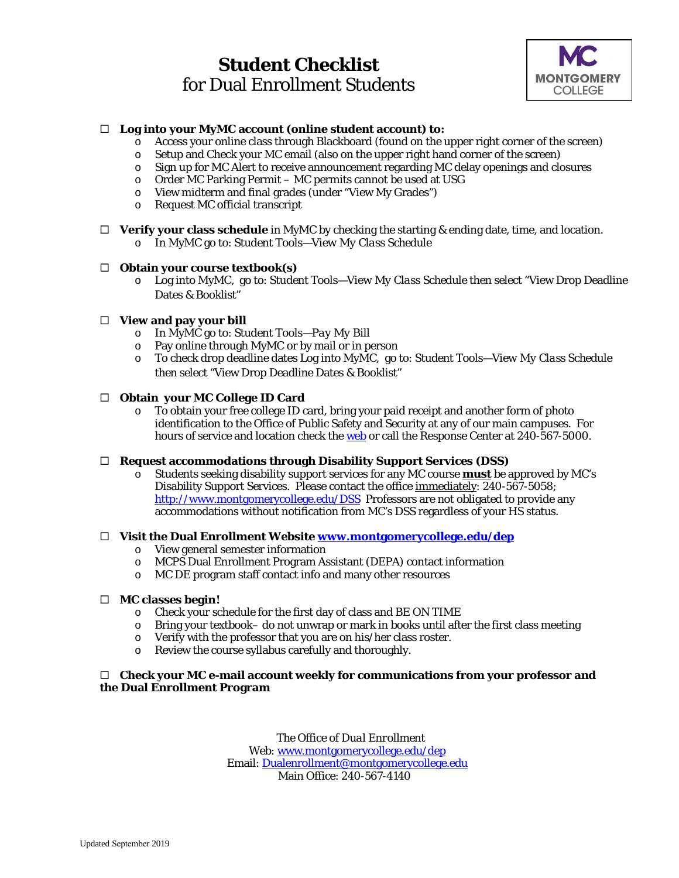# **Student Checklist**
## for Dual Enrollment Students

MONTGOMERY COLLEGE

☐ **Log into your MyMC account (online student account) to:**
- Access your online class through Blackboard (found on the upper right corner of the screen)
- Setup and Check your MC email (also on the upper right hand corner of the screen)
- Sign up for MC Alert to receive announcement regarding MC delay openings and closures
- Order MC Parking Permit – MC permits cannot be used at USG
- View midterm and final grades (under "View My Grades")
- Request MC official transcript

☐ **Verify your class schedule** in MyMC by checking the starting & ending date, time, and location.
- In MyMC go to: Student Tools—View My Class Schedule

☐ **Obtain your course textbook(s)**
- Log into MyMC, go to: Student Tools—View My Class Schedule then select "View Drop Deadline Dates & Booklist"

☐ **View and pay your bill**
- In MyMC go to: Student Tools—Pay My Bill
- Pay online through MyMC or by mail or in person
- To check drop deadline dates Log into MyMC, go to: Student Tools—View My Class Schedule then select "View Drop Deadline Dates & Booklist"

☐ **Obtain your MC College ID Card**
- To obtain your free college ID card, bring your paid receipt and another form of photo identification to the Office of Public Safety and Security at any of our main campuses. For hours of service and location check the web or call the Response Center at 240-567-5000.

☐ **Request accommodations through Disability Support Services (DSS)**
- Students seeking disability support services for any MC course **must** be approved by MC's Disability Support Services. Please contact the office immediately: 240-567-5058; http://www.montgomerycollege.edu/DSS Professors are not obligated to provide any accommodations without notification from MC's DSS regardless of your HS status.

☐ **Visit the Dual Enrollment Website www.montgomerycollege.edu/dep**
- View general semester information
- MCPS Dual Enrollment Program Assistant (DEPA) contact information
- MC DE program staff contact info and many other resources

☐ **MC classes begin!**
- Check your schedule for the first day of class and BE ON TIME
- Bring your textbook– do not unwrap or mark in books until after the first class meeting
- Verify with the professor that you are on his/her class roster.
- Review the course syllabus carefully and thoroughly.

☐ **Check your MC e-mail account weekly for communications from your professor and the Dual Enrollment Program**

*The Office of Dual Enrollment*
Web: www.montgomerycollege.edu/dep
Email: Dualenrollment@montgomerycollege.edu
Main Office: 240-567-4140

Updated September 2019